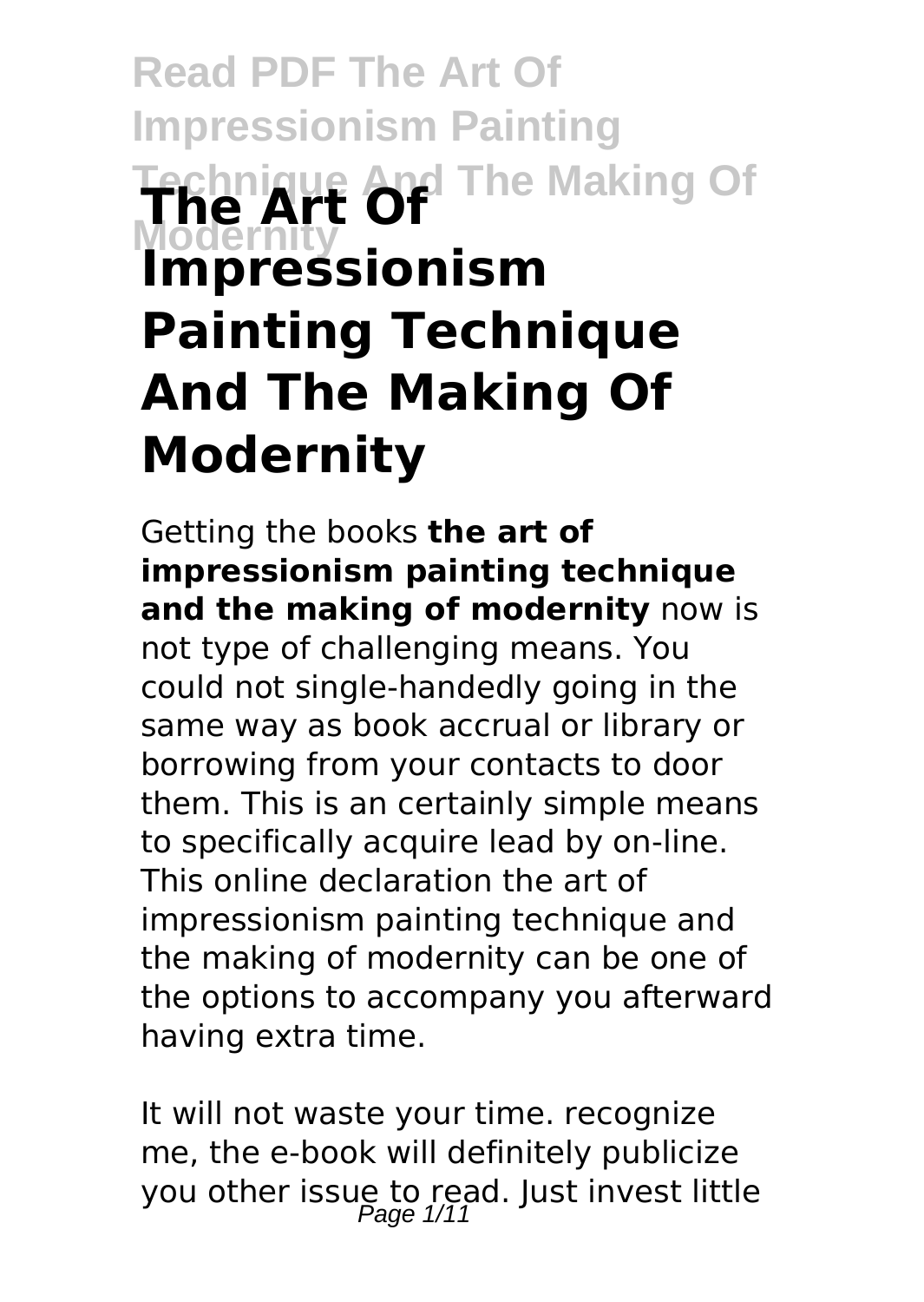# The Art Of Impressionism Painting Technique And The Making Of Modernity

Getting the books **the art of impressionism painting technique and the making of modernity** now is not type of challenging means. You could not single-handedly going in the same way as book accrual or library or borrowing from your contacts to door them. This is an certainly simple means to specifically acquire lead by on-line. This online declaration the art of impressionism painting technique and the making of modernity can be one of the options to accompany you afterward having extra time.

It will not waste your time. recognize me, the e-book will definitely publicize you other issue to read. Just invest little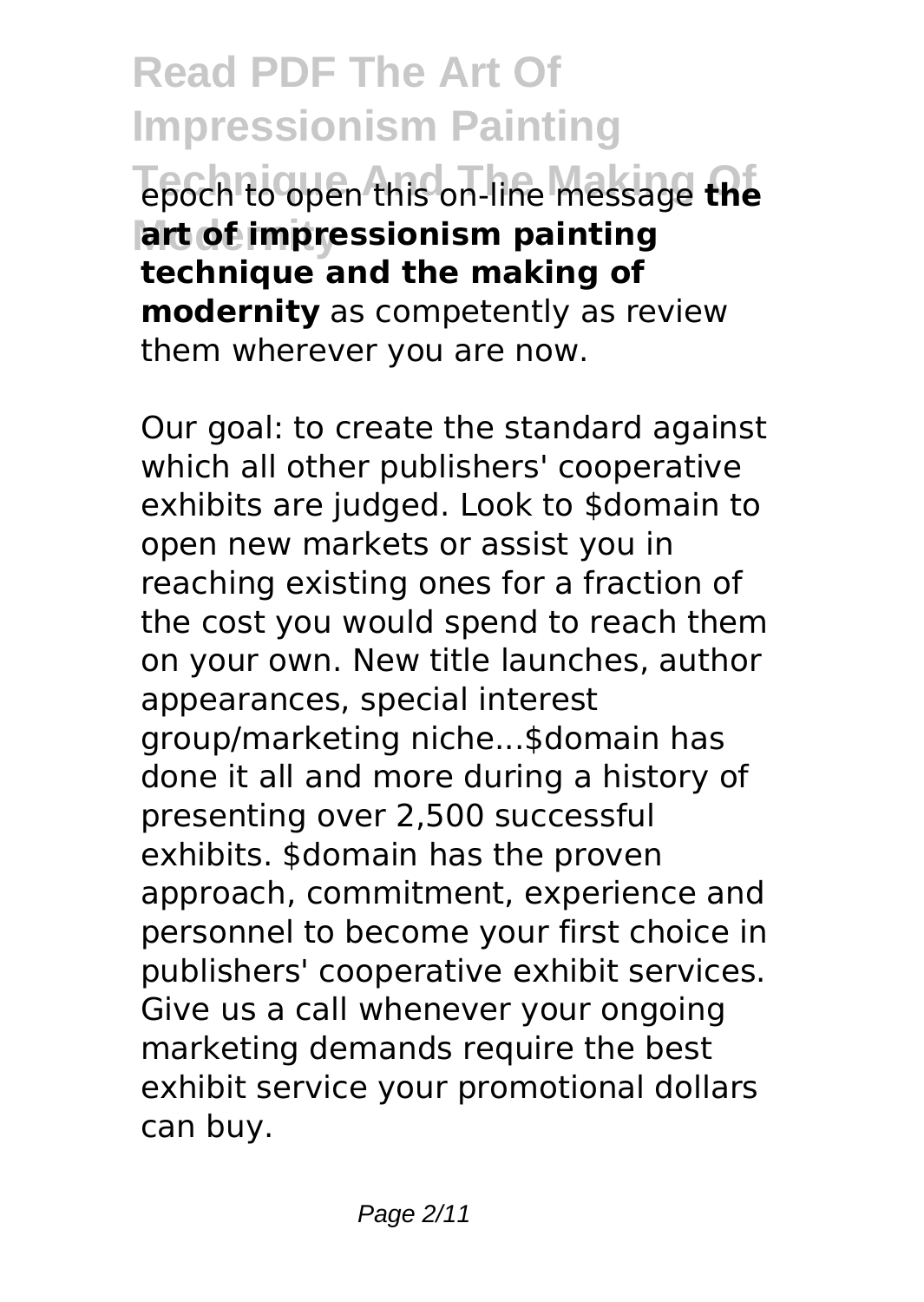epoch to open this on-line message **the art of impressionism painting technique and the making of modernity** as competently as review them wherever you are now.

Our goal: to create the standard against which all other publishers' cooperative exhibits are judged. Look to $domain to open new markets or assist you in reaching existing ones for a fraction of the cost you would spend to reach them on your own. New title launches, author appearances, special interest group/marketing niche...$domain has done it all and more during a history of presenting over 2,500 successful exhibits. $domain has the proven approach, commitment, experience and personnel to become your first choice in publishers' cooperative exhibit services. Give us a call whenever your ongoing marketing demands require the best exhibit service your promotional dollars can buy.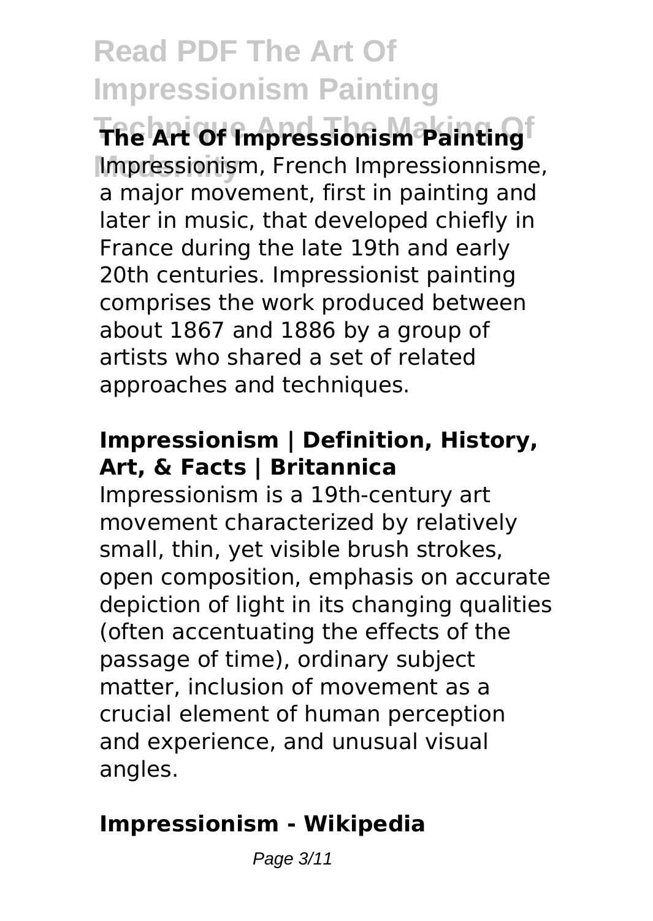**The Art Of Impressionism Painting**

Impressionism, French Impressionnisme, a major movement, first in painting and later in music, that developed chiefly in France during the late 19th and early 20th centuries. Impressionist painting comprises the work produced between about 1867 and 1886 by a group of artists who shared a set of related approaches and techniques.

**Impressionism | Definition, History, Art, & Facts | Britannica**

Impressionism is a 19th-century art movement characterized by relatively small, thin, yet visible brush strokes, open composition, emphasis on accurate depiction of light in its changing qualities (often accentuating the effects of the passage of time), ordinary subject matter, inclusion of movement as a crucial element of human perception and experience, and unusual visual angles.

**Impressionism - Wikipedia**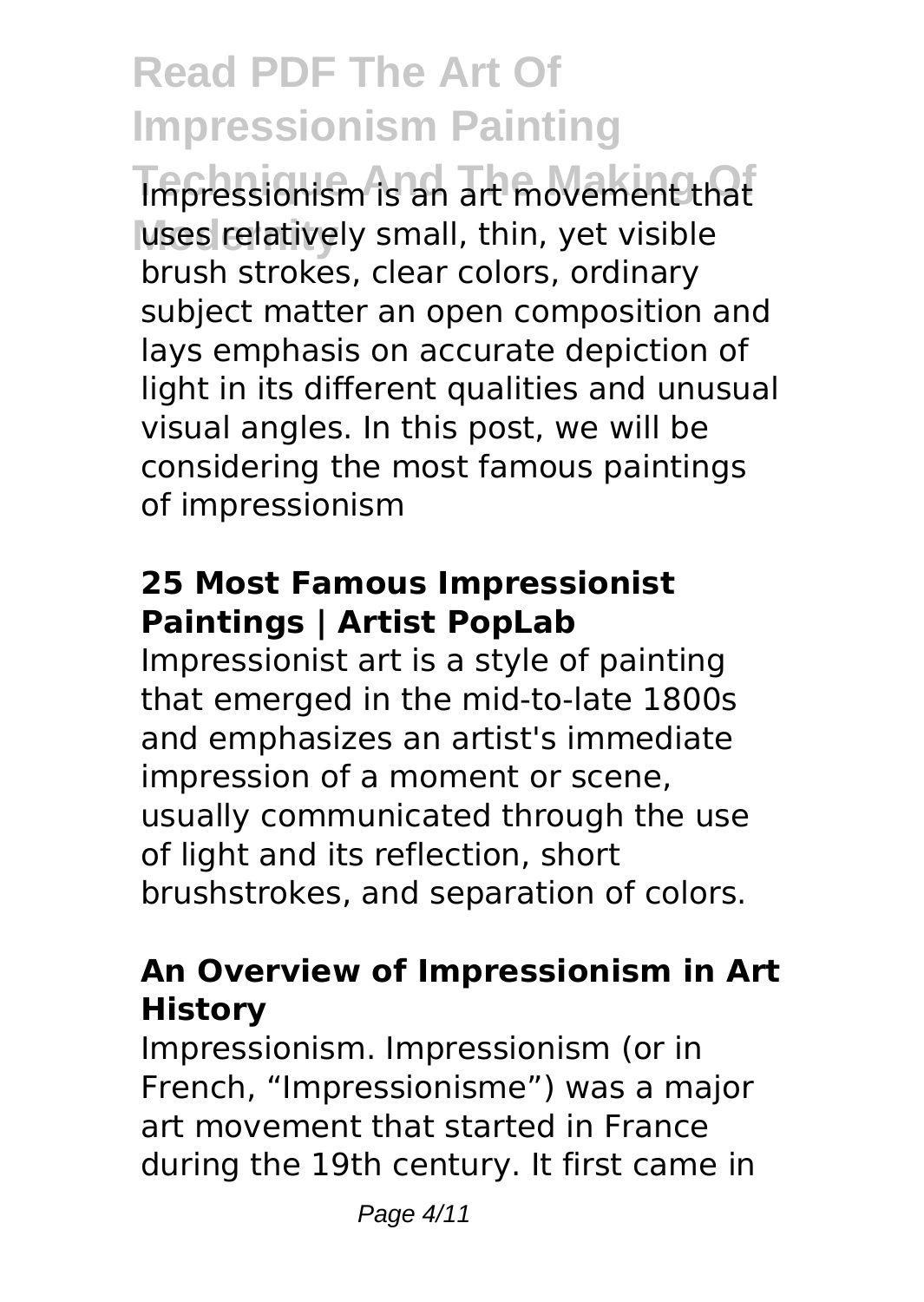Impressionism is an art movement that uses relatively small, thin, yet visible brush strokes, clear colors, ordinary subject matter an open composition and lays emphasis on accurate depiction of light in its different qualities and unusual visual angles. In this post, we will be considering the most famous paintings of impressionism

## 25 Most Famous Impressionist Paintings | Artist PopLab

Impressionist art is a style of painting that emerged in the mid-to-late 1800s and emphasizes an artist's immediate impression of a moment or scene, usually communicated through the use of light and its reflection, short brushstrokes, and separation of colors.

## An Overview of Impressionism in Art History

Impressionism. Impressionism (or in French, “Impressionisme”) was a major art movement that started in France during the 19th century. It first came in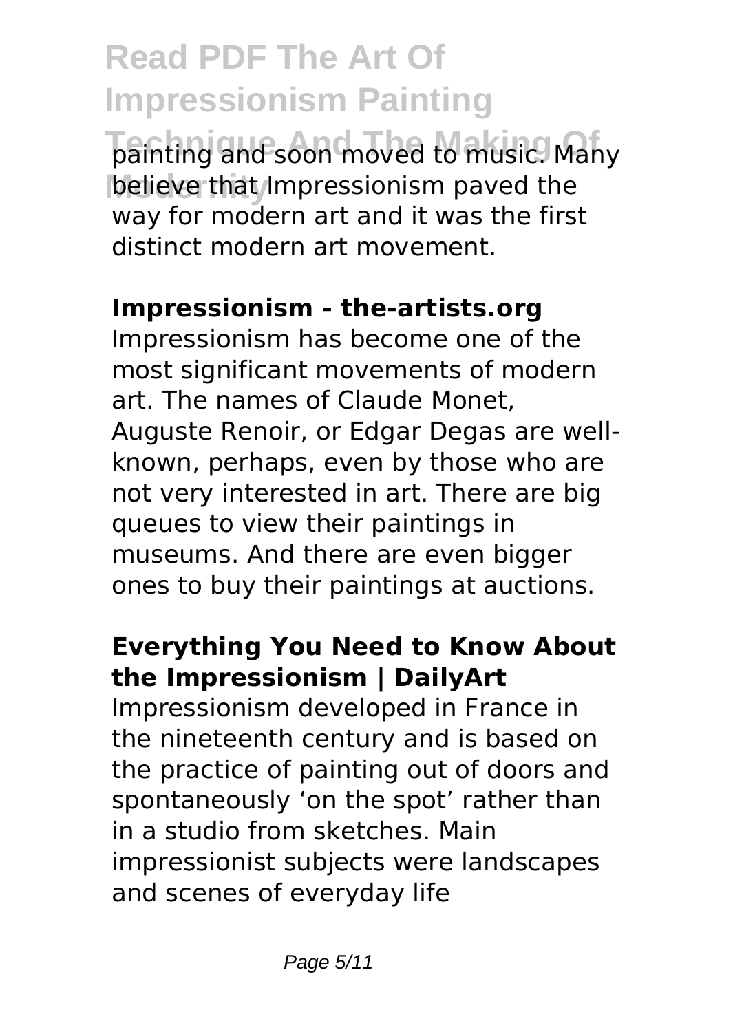painting and soon moved to music. Many believe that Impressionism paved the way for modern art and it was the first distinct modern art movement.

**Impressionism - the-artists.org**

Impressionism has become one of the most significant movements of modern art. The names of Claude Monet, Auguste Renoir, or Edgar Degas are well-known, perhaps, even by those who are not very interested in art. There are big queues to view their paintings in museums. And there are even bigger ones to buy their paintings at auctions.

**Everything You Need to Know About the Impressionism | DailyArt**

Impressionism developed in France in the nineteenth century and is based on the practice of painting out of doors and spontaneously 'on the spot' rather than in a studio from sketches. Main impressionist subjects were landscapes and scenes of everyday life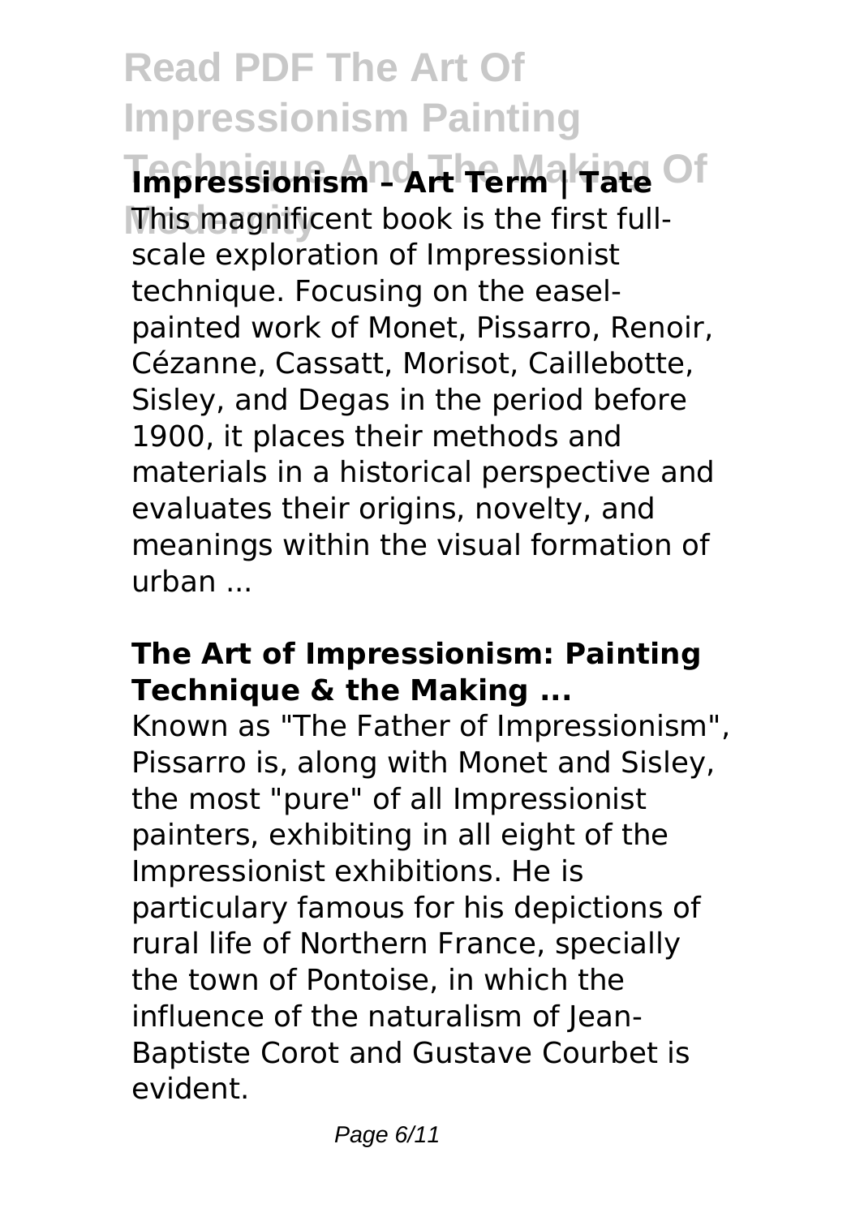### Impressionism – Art Term | Tate

This magnificent book is the first full-scale exploration of Impressionist technique. Focusing on the easel-painted work of Monet, Pissarro, Renoir, Cézanne, Cassatt, Morisot, Caillebotte, Sisley, and Degas in the period before 1900, it places their methods and materials in a historical perspective and evaluates their origins, novelty, and meanings within the visual formation of urban ...

### The Art of Impressionism: Painting Technique & the Making ...

Known as "The Father of Impressionism", Pissarro is, along with Monet and Sisley, the most "pure" of all Impressionist painters, exhibiting in all eight of the Impressionist exhibitions. He is particulary famous for his depictions of rural life of Northern France, specially the town of Pontoise, in which the influence of the naturalism of Jean-Baptiste Corot and Gustave Courbet is evident.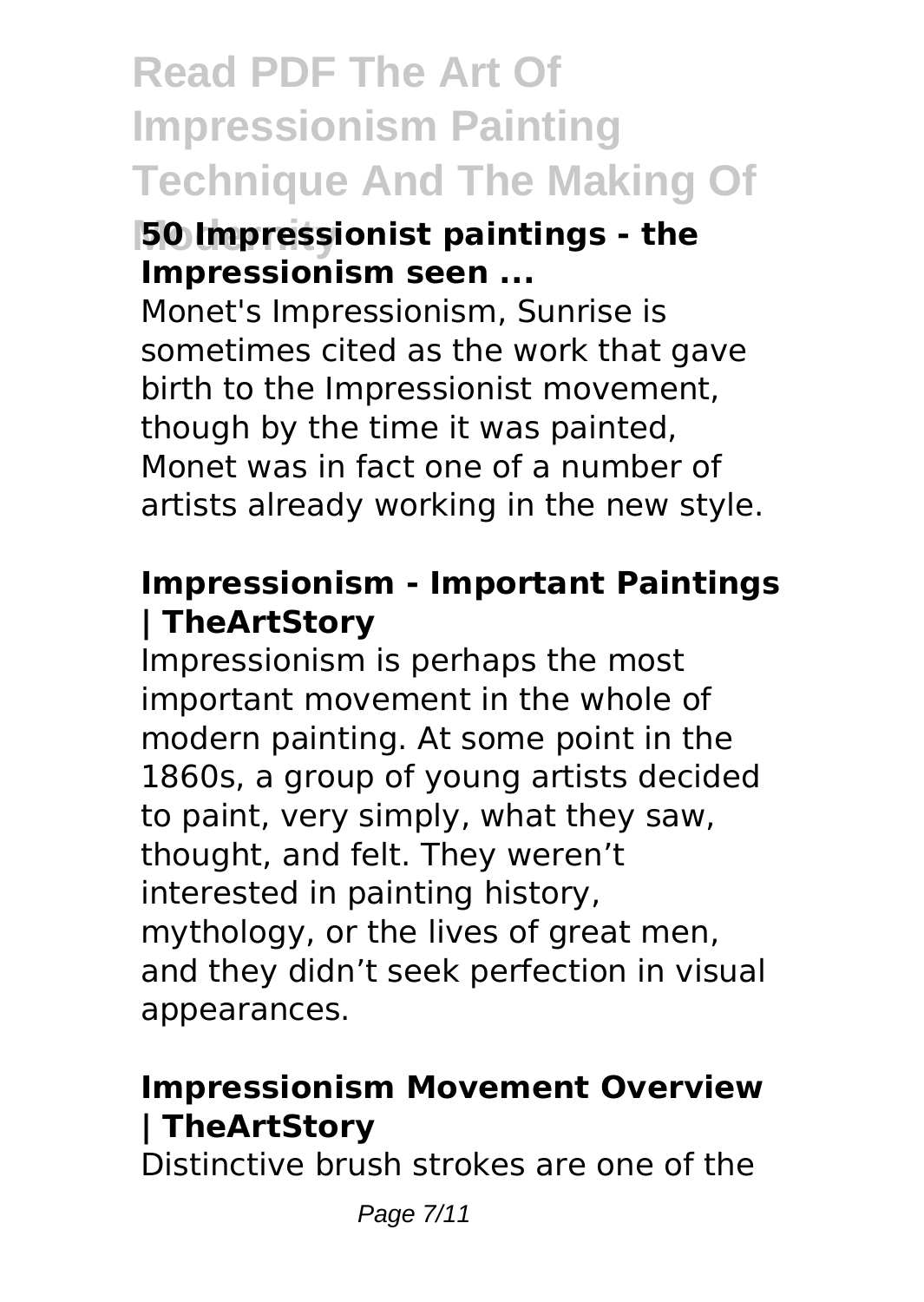### **50 Impressionist paintings - the Impressionism seen ...**

Monet's Impressionism, Sunrise is sometimes cited as the work that gave birth to the Impressionist movement, though by the time it was painted, Monet was in fact one of a number of artists already working in the new style.

### **Impressionism - Important Paintings | TheArtStory**

Impressionism is perhaps the most important movement in the whole of modern painting. At some point in the 1860s, a group of young artists decided to paint, very simply, what they saw, thought, and felt. They weren't interested in painting history, mythology, or the lives of great men, and they didn't seek perfection in visual appearances.

### **Impressionism Movement Overview | TheArtStory**

Distinctive brush strokes are one of the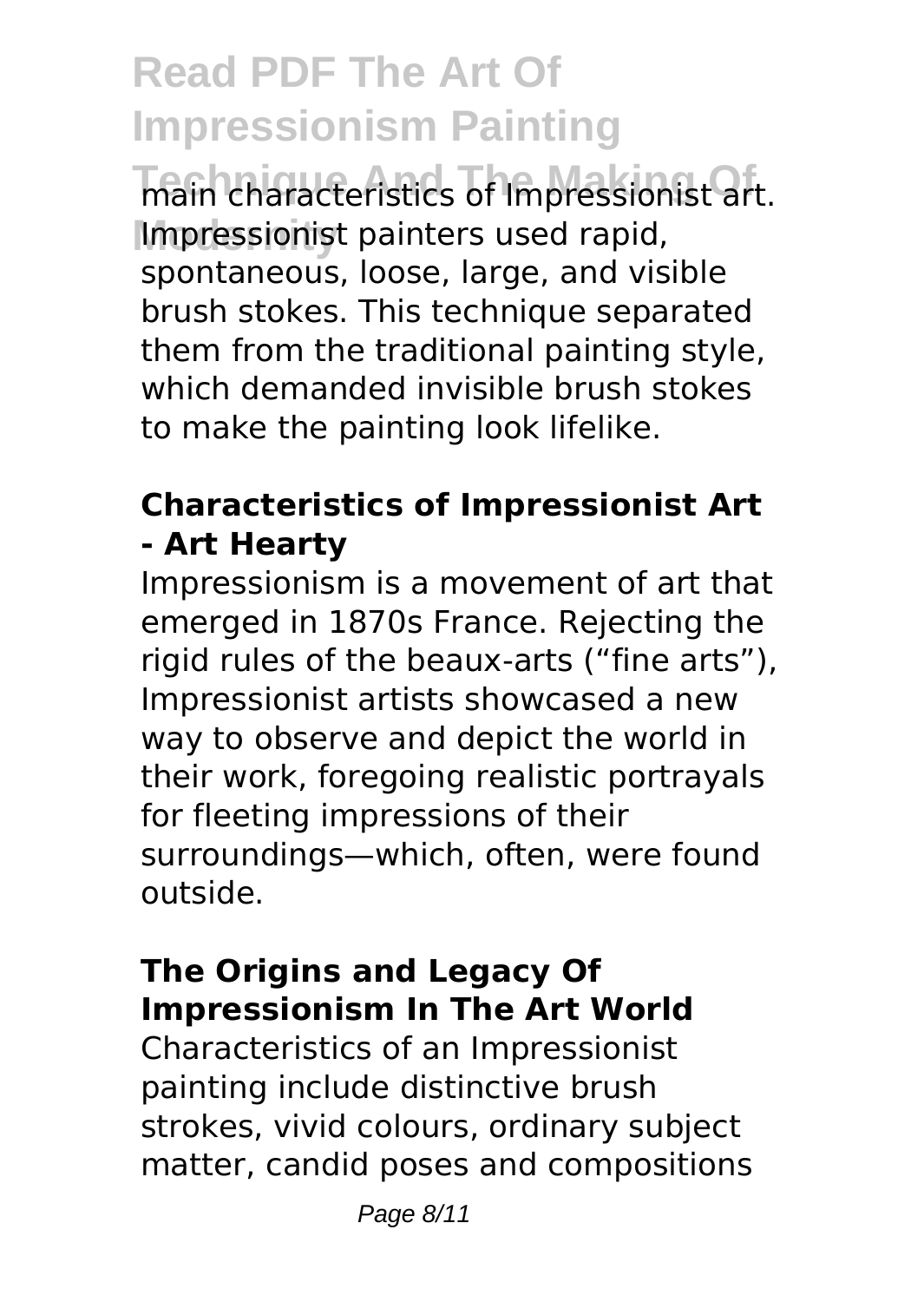main characteristics of Impressionist art. Impressionist painters used rapid, spontaneous, loose, large, and visible brush stokes. This technique separated them from the traditional painting style, which demanded invisible brush stokes to make the painting look lifelike.

### Characteristics of Impressionist Art - Art Hearty

Impressionism is a movement of art that emerged in 1870s France. Rejecting the rigid rules of the beaux-arts ("fine arts"), Impressionist artists showcased a new way to observe and depict the world in their work, foregoing realistic portrayals for fleeting impressions of their surroundings—which, often, were found outside.

### The Origins and Legacy Of Impressionism In The Art World

Characteristics of an Impressionist painting include distinctive brush strokes, vivid colours, ordinary subject matter, candid poses and compositions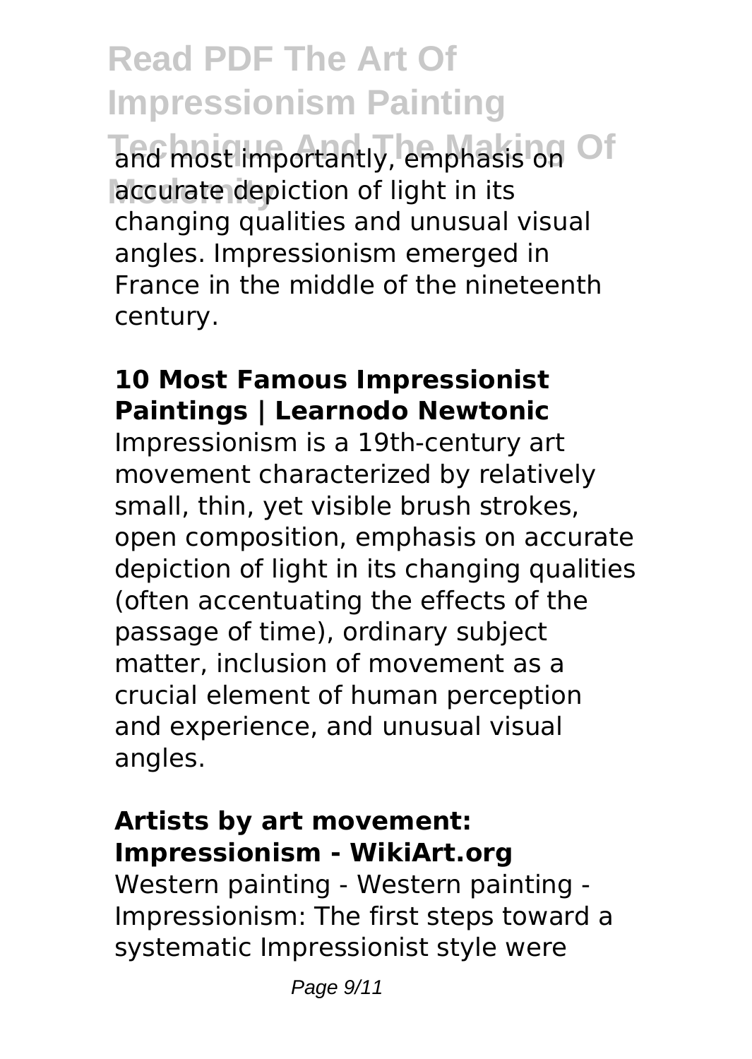and most importantly, emphasis on accurate depiction of light in its changing qualities and unusual visual angles. Impressionism emerged in France in the middle of the nineteenth century.

**10 Most Famous Impressionist Paintings | Learnodo Newtonic**

Impressionism is a 19th-century art movement characterized by relatively small, thin, yet visible brush strokes, open composition, emphasis on accurate depiction of light in its changing qualities (often accentuating the effects of the passage of time), ordinary subject matter, inclusion of movement as a crucial element of human perception and experience, and unusual visual angles.

**Artists by art movement: Impressionism - WikiArt.org**

Western painting - Western painting - Impressionism: The first steps toward a systematic Impressionist style were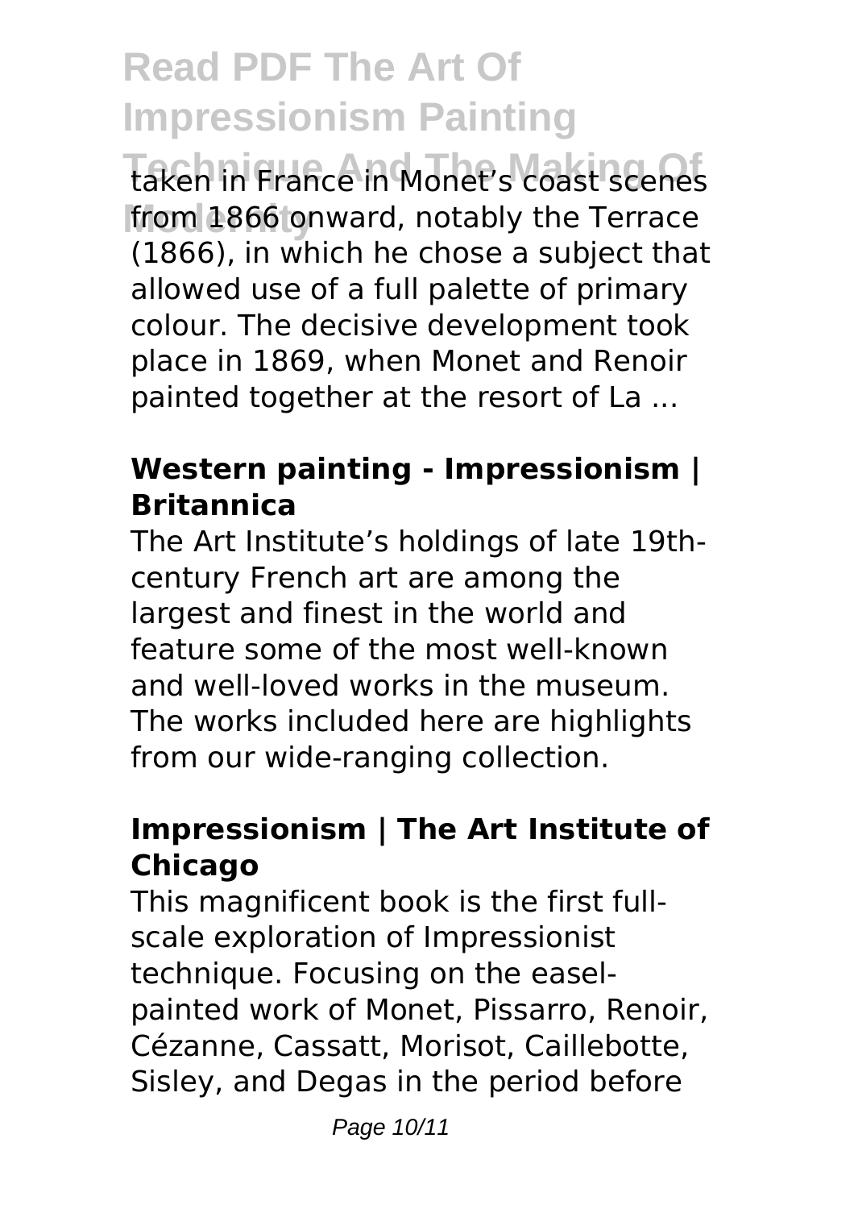taken in France in Monet's coast scenes from 1866 onward, notably the Terrace (1866), in which he chose a subject that allowed use of a full palette of primary colour. The decisive development took place in 1869, when Monet and Renoir painted together at the resort of La ...

**Western painting - Impressionism | Britannica**

The Art Institute's holdings of late 19th-century French art are among the largest and finest in the world and feature some of the most well-known and well-loved works in the museum. The works included here are highlights from our wide-ranging collection.

**Impressionism | The Art Institute of Chicago**

This magnificent book is the first full-scale exploration of Impressionist technique. Focusing on the easel-painted work of Monet, Pissarro, Renoir, Cézanne, Cassatt, Morisot, Caillebotte, Sisley, and Degas in the period before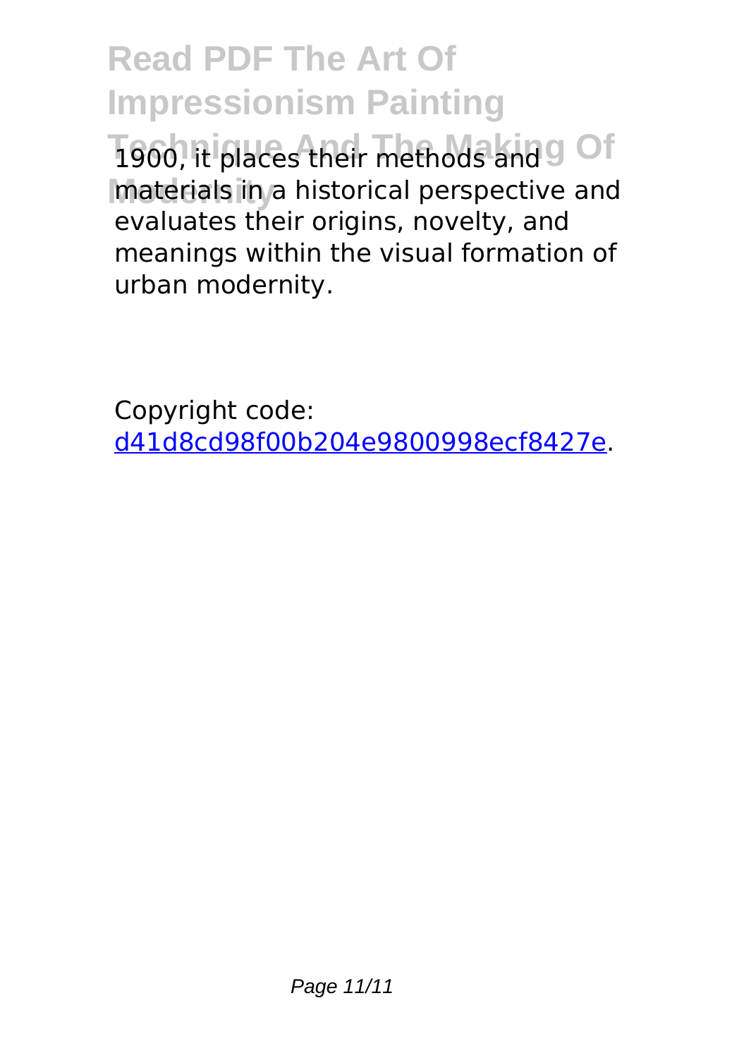1900, it places their methods and materials in a historical perspective and evaluates their origins, novelty, and meanings within the visual formation of urban modernity.

Copyright code: d41d8cd98f00b204e9800998ecf8427e.